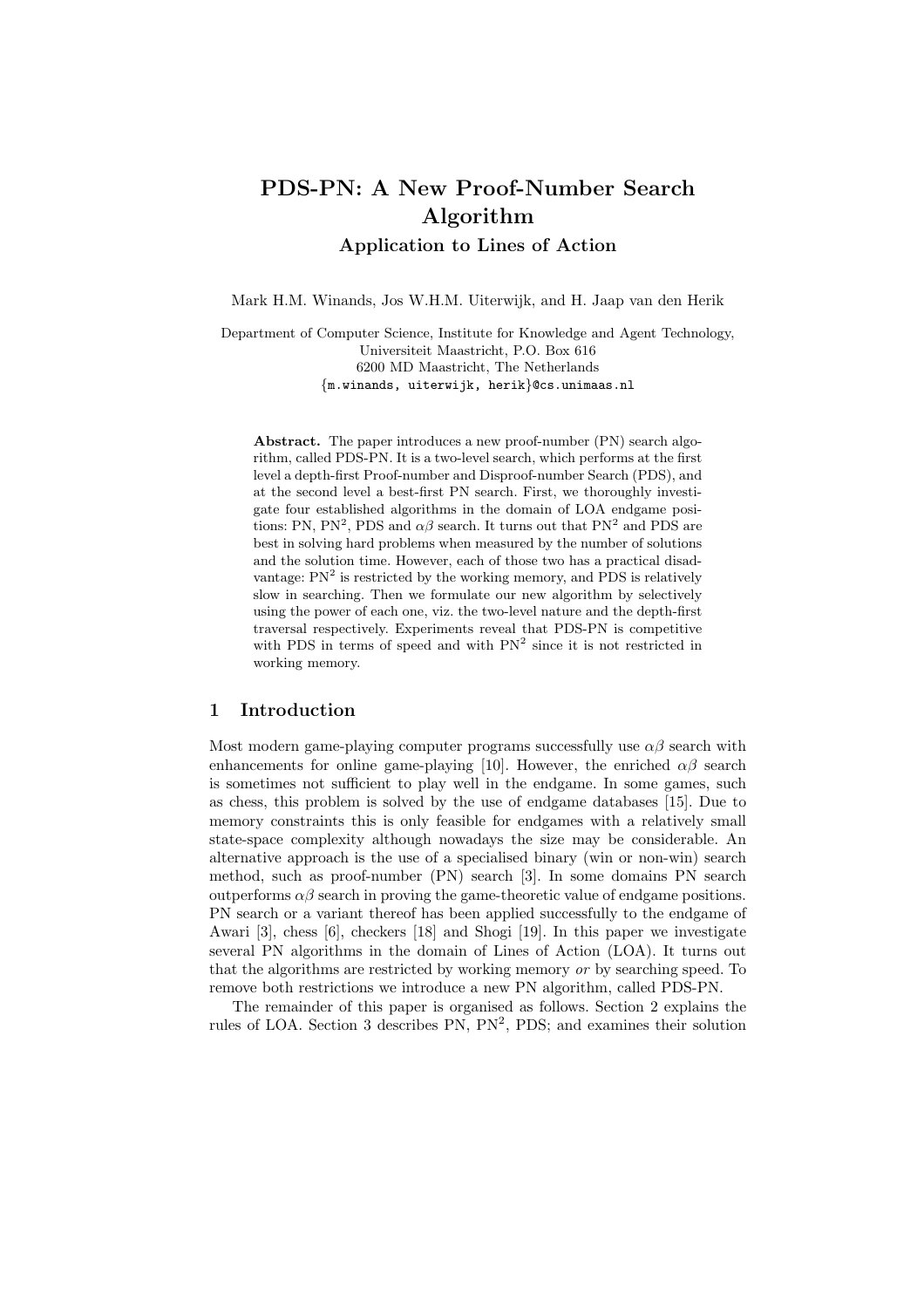# PDS-PN: A New Proof-Number Search Algorithm

### Application to Lines of Action

Mark H.M. Winands, Jos W.H.M. Uiterwijk, and H. Jaap van den Herik

Department of Computer Science, Institute for Knowledge and Agent Technology, Universiteit Maastricht, P.O. Box 616
6200 MD Maastricht, The Netherlands
{m.winands, uiterwijk, herik}@cs.unimaas.nl

**Abstract.** The paper introduces a new proof-number (PN) search algorithm, called PDS-PN. It is a two-level search, which performs at the first level a depth-first Proof-number and Disproof-number Search (PDS), and at the second level a best-first PN search. First, we thoroughly investigate four established algorithms in the domain of LOA endgame positions: PN, $PN^2$, PDS and $\alpha\beta$ search. It turns out that $PN^2$ and PDS are best in solving hard problems when measured by the number of solutions and the solution time. However, each of those two has a practical disadvantage: $PN^2$ is restricted by the working memory, and PDS is relatively slow in searching. Then we formulate our new algorithm by selectively using the power of each one, viz. the two-level nature and the depth-first traversal respectively. Experiments reveal that PDS-PN is competitive with PDS in terms of speed and with $PN^2$ since it is not restricted in working memory.

## 1 Introduction

Most modern game-playing computer programs successfully use $\alpha\beta$ search with enhancements for online game-playing [10]. However, the enriched $\alpha\beta$ search is sometimes not sufficient to play well in the endgame. In some games, such as chess, this problem is solved by the use of endgame databases [15]. Due to memory constraints this is only feasible for endgames with a relatively small state-space complexity although nowadays the size may be considerable. An alternative approach is the use of a specialised binary (win or non-win) search method, such as proof-number (PN) search [3]. In some domains PN search outperforms $\alpha\beta$ search in proving the game-theoretic value of endgame positions. PN search or a variant thereof has been applied successfully to the endgame of Awari [3], chess [6], checkers [18] and Shogi [19]. In this paper we investigate several PN algorithms in the domain of Lines of Action (LOA). It turns out that the algorithms are restricted by working memory *or* by searching speed. To remove both restrictions we introduce a new PN algorithm, called PDS-PN.

The remainder of this paper is organised as follows. Section 2 explains the rules of LOA. Section 3 describes PN, $PN^2$, PDS; and examines their solution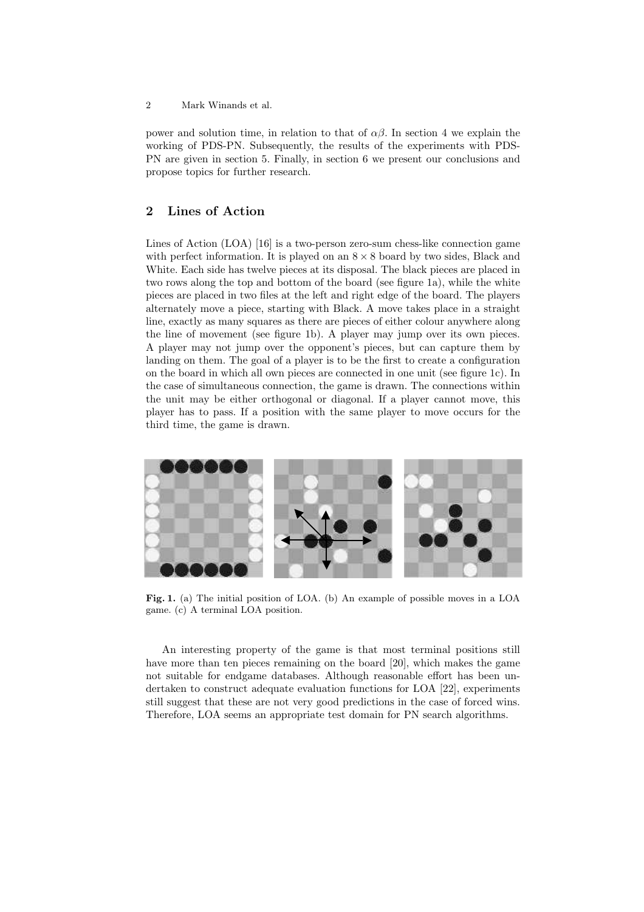power and solution time, in relation to that of $\alpha\beta$. In section 4 we explain the working of PDS-PN. Subsequently, the results of the experiments with PDS-PN are given in section 5. Finally, in section 6 we present our conclusions and propose topics for further research.

## 2 Lines of Action

Lines of Action (LOA) [16] is a two-person zero-sum chess-like connection game with perfect information. It is played on an $8 \times 8$ board by two sides, Black and White. Each side has twelve pieces at its disposal. The black pieces are placed in two rows along the top and bottom of the board (see figure 1a), while the white pieces are placed in two files at the left and right edge of the board. The players alternately move a piece, starting with Black. A move takes place in a straight line, exactly as many squares as there are pieces of either colour anywhere along the line of movement (see figure 1b). A player may jump over its own pieces. A player may not jump over the opponent's pieces, but can capture them by landing on them. The goal of a player is to be the first to create a configuration on the board in which all own pieces are connected in one unit (see figure 1c). In the case of simultaneous connection, the game is drawn. The connections within the unit may be either orthogonal or diagonal. If a player cannot move, this player has to pass. If a position with the same player to move occurs for the third time, the game is drawn.

**Fig. 1.** (a) The initial position of LOA. (b) An example of possible moves in a LOA game. (c) A terminal LOA position.

An interesting property of the game is that most terminal positions still have more than ten pieces remaining on the board [20], which makes the game not suitable for endgame databases. Although reasonable effort has been undertaken to construct adequate evaluation functions for LOA [22], experiments still suggest that these are not very good predictions in the case of forced wins. Therefore, LOA seems an appropriate test domain for PN search algorithms.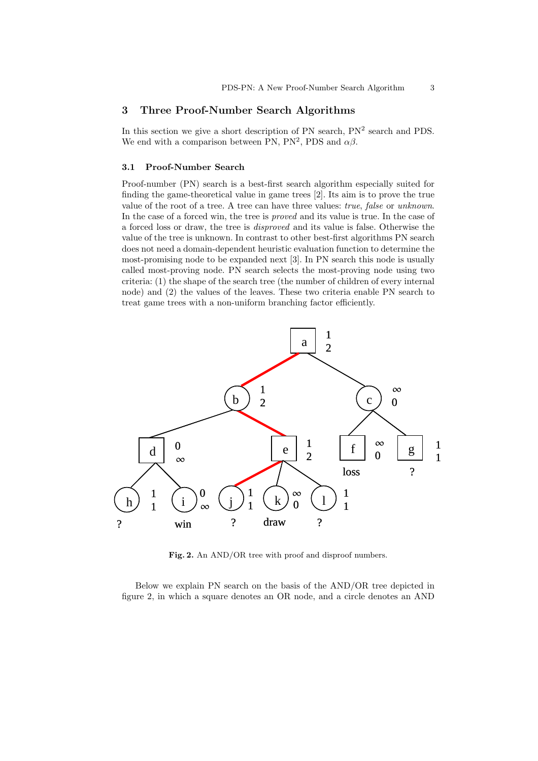## 3 Three Proof-Number Search Algorithms

In this section we give a short description of PN search, $PN^2$ search and PDS. We end with a comparison between PN, $PN^2$, PDS and $\alpha\beta$.

### 3.1 Proof-Number Search

Proof-number (PN) search is a best-first search algorithm especially suited for finding the game-theoretical value in game trees [2]. Its aim is to prove the true value of the root of a tree. A tree can have three values: *true*, *false* or *unknown*. In the case of a forced win, the tree is *proved* and its value is true. In the case of a forced loss or draw, the tree is *disproved* and its value is false. Otherwise the value of the tree is unknown. In contrast to other best-first algorithms PN search does not need a domain-dependent heuristic evaluation function to determine the most-promising node to be expanded next [3]. In PN search this node is usually called most-proving node. PN search selects the most-proving node using two criteria: (1) the shape of the search tree (the number of children of every internal node) and (2) the values of the leaves. These two criteria enable PN search to treat game trees with a non-uniform branching factor efficiently.

**Fig. 2.** An AND/OR tree with proof and disproof numbers.

Below we explain PN search on the basis of the AND/OR tree depicted in figure 2, in which a square denotes an OR node, and a circle denotes an AND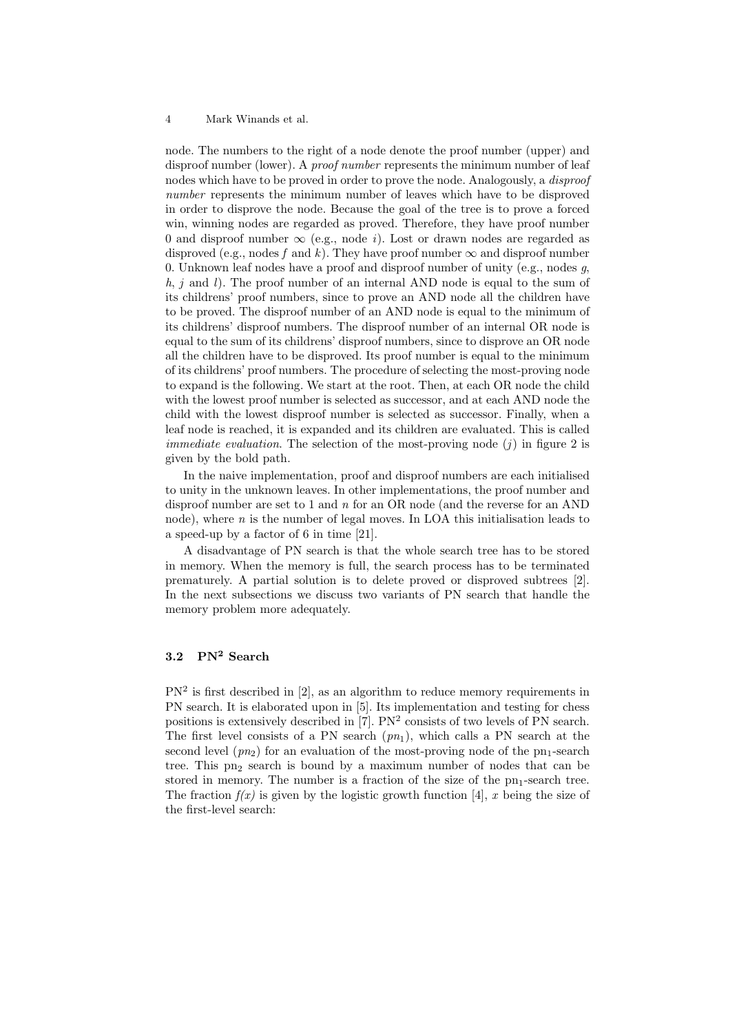node. The numbers to the right of a node denote the proof number (upper) and disproof number (lower). A *proof number* represents the minimum number of leaf nodes which have to be proved in order to prove the node. Analogously, a *disproof number* represents the minimum number of leaves which have to be disproved in order to disprove the node. Because the goal of the tree is to prove a forced win, winning nodes are regarded as proved. Therefore, they have proof number 0 and disproof number $\infty$ (e.g., node $i$). Lost or drawn nodes are regarded as disproved (e.g., nodes $f$ and $k$). They have proof number $\infty$ and disproof number 0. Unknown leaf nodes have a proof and disproof number of unity (e.g., nodes $g$, $h$, $j$ and $l$). The proof number of an internal AND node is equal to the sum of its childrens' proof numbers, since to prove an AND node all the children have to be proved. The disproof number of an AND node is equal to the minimum of its childrens' disproof numbers. The disproof number of an internal OR node is equal to the sum of its childrens' disproof numbers, since to disprove an OR node all the children have to be disproved. Its proof number is equal to the minimum of its childrens' proof numbers. The procedure of selecting the most-proving node to expand is the following. We start at the root. Then, at each OR node the child with the lowest proof number is selected as successor, and at each AND node the child with the lowest disproof number is selected as successor. Finally, when a leaf node is reached, it is expanded and its children are evaluated. This is called *immediate evaluation*. The selection of the most-proving node ($j$) in figure 2 is given by the bold path.

In the naive implementation, proof and disproof numbers are each initialised to unity in the unknown leaves. In other implementations, the proof number and disproof number are set to 1 and $n$ for an OR node (and the reverse for an AND node), where $n$ is the number of legal moves. In LOA this initialisation leads to a speed-up by a factor of 6 in time [21].

A disadvantage of PN search is that the whole search tree has to be stored in memory. When the memory is full, the search process has to be terminated prematurely. A partial solution is to delete proved or disproved subtrees [2]. In the next subsections we discuss two variants of PN search that handle the memory problem more adequately.

### 3.2 PN$^2$ Search

PN$^2$ is first described in [2], as an algorithm to reduce memory requirements in PN search. It is elaborated upon in [5]. Its implementation and testing for chess positions is extensively described in [7]. PN$^2$ consists of two levels of PN search. The first level consists of a PN search ($pn_1$), which calls a PN search at the second level ($pn_2$) for an evaluation of the most-proving node of the $\mathrm{pn}_1$-search tree. This $\mathrm{pn}_2$ search is bound by a maximum number of nodes that can be stored in memory. The number is a fraction of the size of the $\mathrm{pn}_1$-search tree. The fraction *f(x)* is given by the logistic growth function [4], $x$ being the size of the first-level search: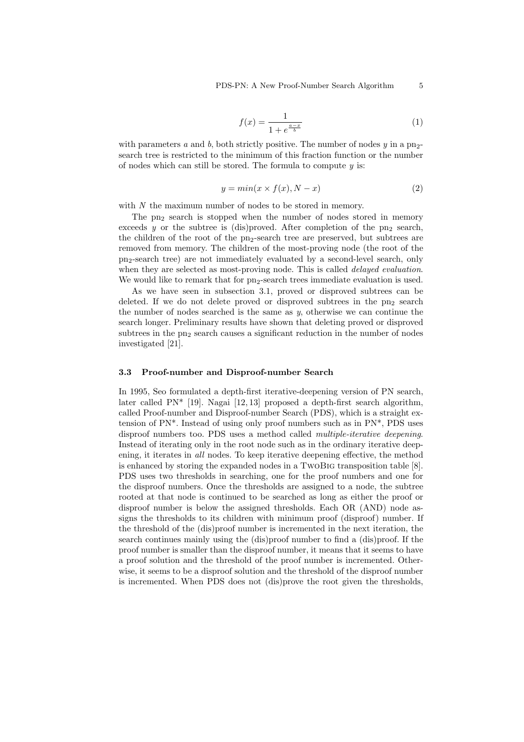$$f(x) = \frac{1}{1 + e^{\frac{a-x}{b}}} \tag{1}$$

with parameters $a$ and $b$, both strictly positive. The number of nodes $y$ in a $pn_2$-search tree is restricted to the minimum of this fraction function or the number of nodes which can still be stored. The formula to compute $y$ is:

$$y = min(x \times f(x), N - x) \tag{2}$$

with $N$ the maximum number of nodes to be stored in memory.

The $pn_2$ search is stopped when the number of nodes stored in memory exceeds $y$ or the subtree is (dis)proved. After completion of the $pn_2$ search, the children of the root of the $pn_2$-search tree are preserved, but subtrees are removed from memory. The children of the most-proving node (the root of the $pn_2$-search tree) are not immediately evaluated by a second-level search, only when they are selected as most-proving node. This is called *delayed evaluation*. We would like to remark that for $pn_2$-search trees immediate evaluation is used.

As we have seen in subsection 3.1, proved or disproved subtrees can be deleted. If we do not delete proved or disproved subtrees in the $pn_2$ search the number of nodes searched is the same as $y$, otherwise we can continue the search longer. Preliminary results have shown that deleting proved or disproved subtrees in the $pn_2$ search causes a significant reduction in the number of nodes investigated [21].

### 3.3 Proof-number and Disproof-number Search

In 1995, Seo formulated a depth-first iterative-deepening version of PN search, later called PN* [19]. Nagai [12, 13] proposed a depth-first search algorithm, called Proof-number and Disproof-number Search (PDS), which is a straight extension of PN*. Instead of using only proof numbers such as in PN*, PDS uses disproof numbers too. PDS uses a method called *multiple-iterative deepening*. Instead of iterating only in the root node such as in the ordinary iterative deepening, it iterates in *all* nodes. To keep iterative deepening effective, the method is enhanced by storing the expanded nodes in a TwoBig transposition table [8]. PDS uses two thresholds in searching, one for the proof numbers and one for the disproof numbers. Once the thresholds are assigned to a node, the subtree rooted at that node is continued to be searched as long as either the proof or disproof number is below the assigned thresholds. Each OR (AND) node assigns the thresholds to its children with minimum proof (disproof) number. If the threshold of the (dis)proof number is incremented in the next iteration, the search continues mainly using the (dis)proof number to find a (dis)proof. If the proof number is smaller than the disproof number, it means that it seems to have a proof solution and the threshold of the proof number is incremented. Otherwise, it seems to be a disproof solution and the threshold of the disproof number is incremented. When PDS does not (dis)prove the root given the thresholds,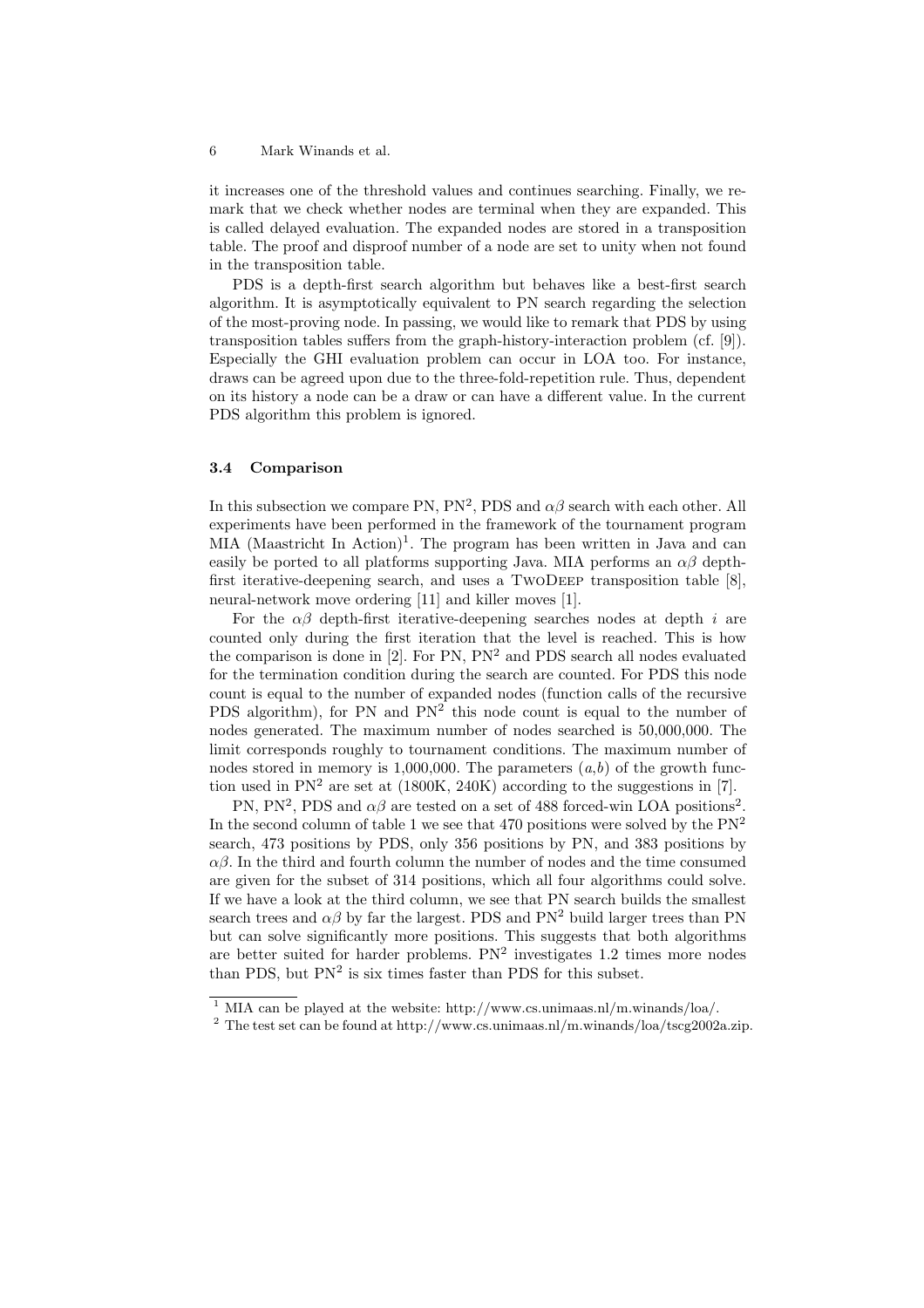it increases one of the threshold values and continues searching. Finally, we remark that we check whether nodes are terminal when they are expanded. This is called delayed evaluation. The expanded nodes are stored in a transposition table. The proof and disproof number of a node are set to unity when not found in the transposition table.

PDS is a depth-first search algorithm but behaves like a best-first search algorithm. It is asymptotically equivalent to PN search regarding the selection of the most-proving node. In passing, we would like to remark that PDS by using transposition tables suffers from the graph-history-interaction problem (cf. [9]). Especially the GHI evaluation problem can occur in LOA too. For instance, draws can be agreed upon due to the three-fold-repetition rule. Thus, dependent on its history a node can be a draw or can have a different value. In the current PDS algorithm this problem is ignored.

### 3.4 Comparison

In this subsection we compare PN, $PN^2$, PDS and $\alpha\beta$ search with each other. All experiments have been performed in the framework of the tournament program MIA (Maastricht In Action)[1]. The program has been written in Java and can easily be ported to all platforms supporting Java. MIA performs an $\alpha\beta$ depth-first iterative-deepening search, and uses a TwoDeep transposition table [8], neural-network move ordering [11] and killer moves [1].

For the $\alpha\beta$ depth-first iterative-deepening searches nodes at depth $i$ are counted only during the first iteration that the level is reached. This is how the comparison is done in [2]. For PN, $PN^2$ and PDS search all nodes evaluated for the termination condition during the search are counted. For PDS this node count is equal to the number of expanded nodes (function calls of the recursive PDS algorithm), for PN and $PN^2$ this node count is equal to the number of nodes generated. The maximum number of nodes searched is 50,000,000. The limit corresponds roughly to tournament conditions. The maximum number of nodes stored in memory is 1,000,000. The parameters $(a,b)$ of the growth function used in $PN^2$ are set at (1800K, 240K) according to the suggestions in [7].

PN, $PN^2$, PDS and $\alpha\beta$ are tested on a set of 488 forced-win LOA positions[2]. In the second column of table 1 we see that 470 positions were solved by the $PN^2$ search, 473 positions by PDS, only 356 positions by PN, and 383 positions by $\alpha\beta$. In the third and fourth column the number of nodes and the time consumed are given for the subset of 314 positions, which all four algorithms could solve. If we have a look at the third column, we see that PN search builds the smallest search trees and $\alpha\beta$ by far the largest. PDS and $PN^2$ build larger trees than PN but can solve significantly more positions. This suggests that both algorithms are better suited for harder problems. $PN^2$ investigates 1.2 times more nodes than PDS, but $PN^2$ is six times faster than PDS for this subset.

[1] MIA can be played at the website: http://www.cs.unimaas.nl/m.winands/loa/.

[2] The test set can be found at http://www.cs.unimaas.nl/m.winands/loa/tscg2002a.zip.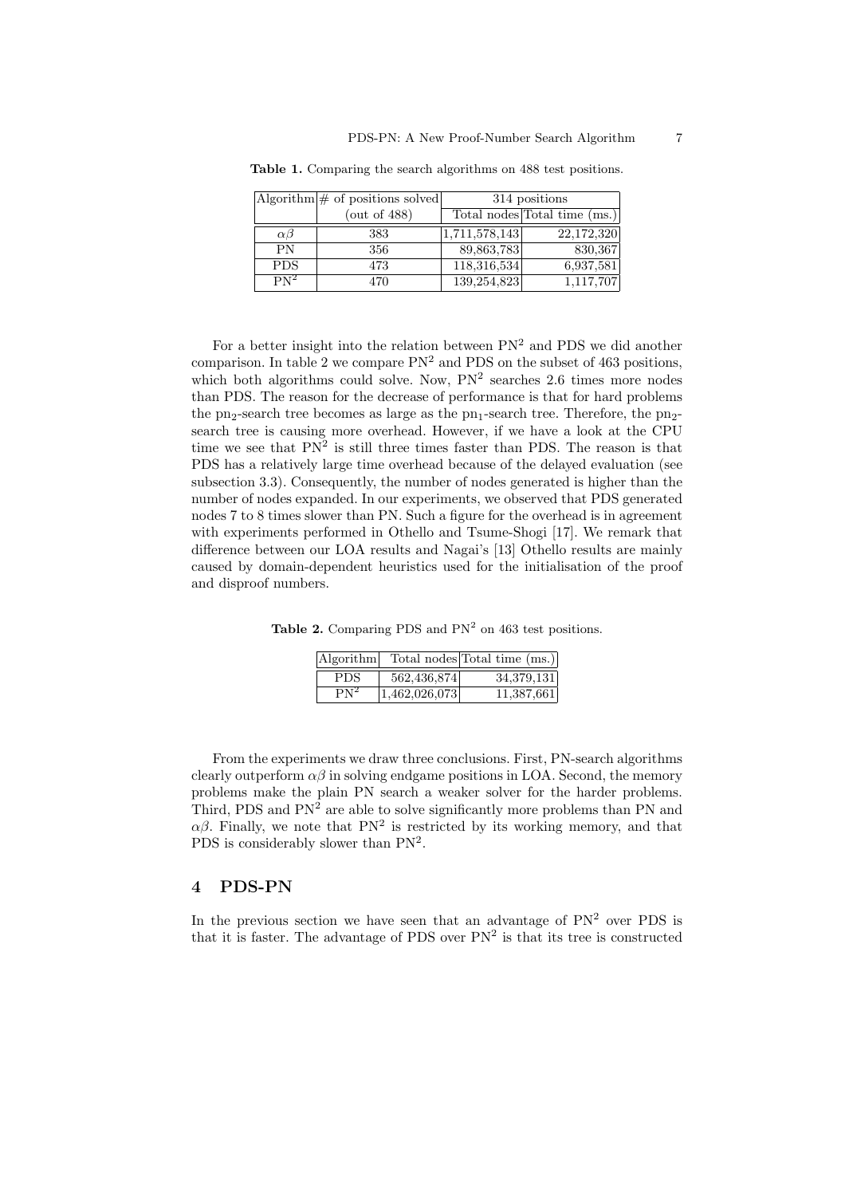**Table 1.** Comparing the search algorithms on 488 test positions.

| Algorithm | # of positions solved | 314 positions | |
|---|---|---|---|
| | (out of 488) | Total nodes | Total time (ms.) |
| $\alpha\beta$ | 383 | 1,711,578,143 | 22,172,320 |
| PN | 356 | 89,863,783 | 830,367 |
| PDS | 473 | 118,316,534 | 6,937,581 |
| $PN^2$ | 470 | 139,254,823 | 1,117,707 |

For a better insight into the relation between $PN^2$ and PDS we did another comparison. In table 2 we compare $PN^2$ and PDS on the subset of 463 positions, which both algorithms could solve. Now, $PN^2$ searches 2.6 times more nodes than PDS. The reason for the decrease of performance is that for hard problems the $pn_2$-search tree becomes as large as the $pn_1$-search tree. Therefore, the $pn_2$-search tree is causing more overhead. However, if we have a look at the CPU time we see that $PN^2$ is still three times faster than PDS. The reason is that PDS has a relatively large time overhead because of the delayed evaluation (see subsection 3.3). Consequently, the number of nodes generated is higher than the number of nodes expanded. In our experiments, we observed that PDS generated nodes 7 to 8 times slower than PN. Such a figure for the overhead is in agreement with experiments performed in Othello and Tsume-Shogi [17]. We remark that difference between our LOA results and Nagai's [13] Othello results are mainly caused by domain-dependent heuristics used for the initialisation of the proof and disproof numbers.

**Table 2.** Comparing PDS and $PN^2$ on 463 test positions.

| Algorithm | Total nodes | Total time (ms.) |
|---|---|---|
| PDS | 562,436,874 | 34,379,131 |
| $PN^2$ | 1,462,026,073 | 11,387,661 |

From the experiments we draw three conclusions. First, PN-search algorithms clearly outperform $\alpha\beta$ in solving endgame positions in LOA. Second, the memory problems make the plain PN search a weaker solver for the harder problems. Third, PDS and $PN^2$ are able to solve significantly more problems than PN and $\alpha\beta$. Finally, we note that $PN^2$ is restricted by its working memory, and that PDS is considerably slower than $PN^2$.

## 4 PDS-PN

In the previous section we have seen that an advantage of $PN^2$ over PDS is that it is faster. The advantage of PDS over $PN^2$ is that its tree is constructed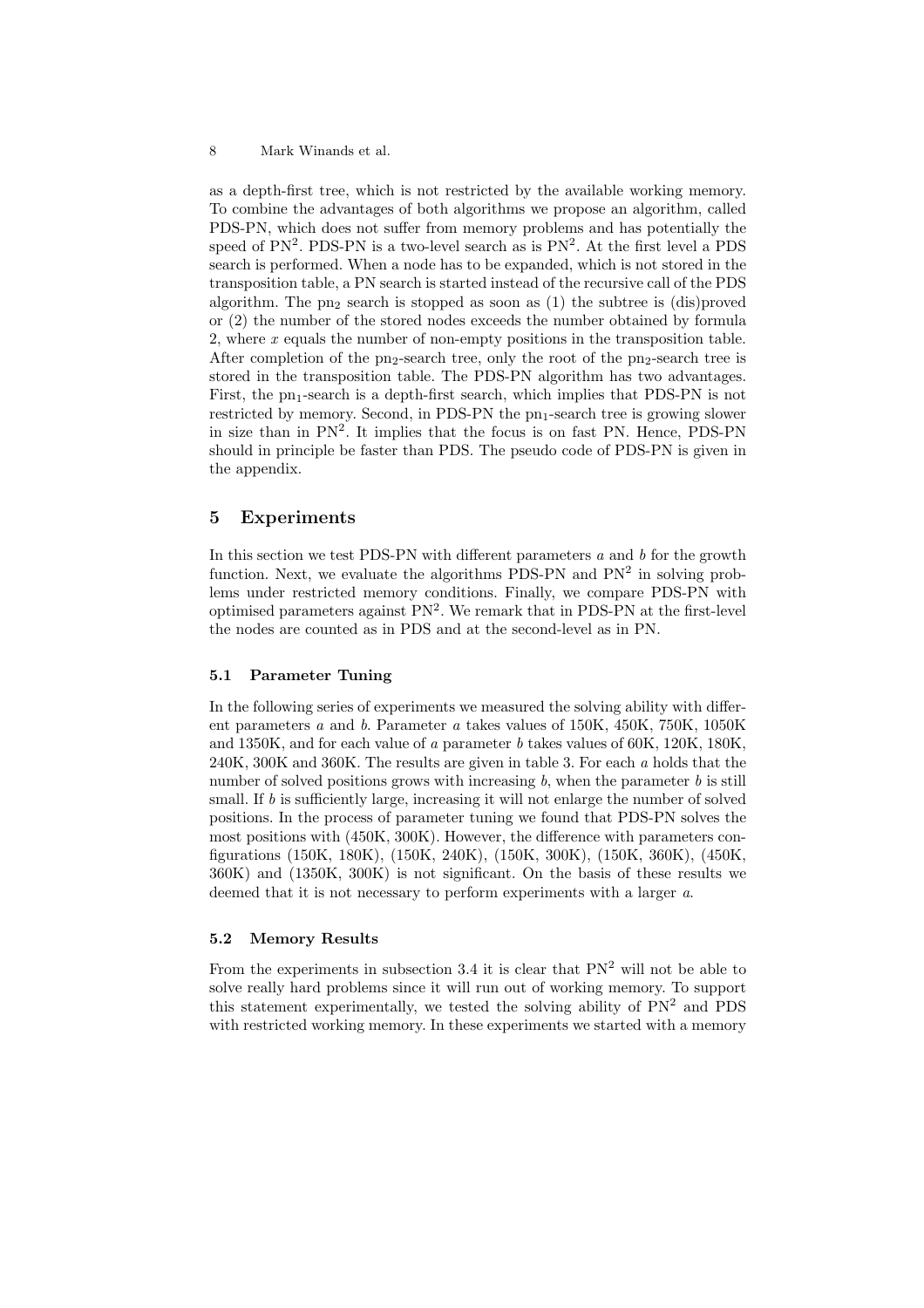as a depth-first tree, which is not restricted by the available working memory. To combine the advantages of both algorithms we propose an algorithm, called PDS-PN, which does not suffer from memory problems and has potentially the speed of $PN^2$. PDS-PN is a two-level search as is $PN^2$. At the first level a PDS search is performed. When a node has to be expanded, which is not stored in the transposition table, a PN search is started instead of the recursive call of the PDS algorithm. The $pn_2$ search is stopped as soon as (1) the subtree is (dis)proved or (2) the number of the stored nodes exceeds the number obtained by formula 2, where $x$ equals the number of non-empty positions in the transposition table. After completion of the $pn_2$-search tree, only the root of the $pn_2$-search tree is stored in the transposition table. The PDS-PN algorithm has two advantages. First, the $pn_1$-search is a depth-first search, which implies that PDS-PN is not restricted by memory. Second, in PDS-PN the $pn_1$-search tree is growing slower in size than in $PN^2$. It implies that the focus is on fast PN. Hence, PDS-PN should in principle be faster than PDS. The pseudo code of PDS-PN is given in the appendix.

## 5 Experiments

In this section we test PDS-PN with different parameters $a$ and $b$ for the growth function. Next, we evaluate the algorithms PDS-PN and $PN^2$ in solving problems under restricted memory conditions. Finally, we compare PDS-PN with optimised parameters against $PN^2$. We remark that in PDS-PN at the first-level the nodes are counted as in PDS and at the second-level as in PN.

### 5.1 Parameter Tuning

In the following series of experiments we measured the solving ability with different parameters $a$ and $b$. Parameter $a$ takes values of 150K, 450K, 750K, 1050K and 1350K, and for each value of $a$ parameter $b$ takes values of 60K, 120K, 180K, 240K, 300K and 360K. The results are given in table 3. For each $a$ holds that the number of solved positions grows with increasing $b$, when the parameter $b$ is still small. If $b$ is sufficiently large, increasing it will not enlarge the number of solved positions. In the process of parameter tuning we found that PDS-PN solves the most positions with (450K, 300K). However, the difference with parameters configurations (150K, 180K), (150K, 240K), (150K, 300K), (150K, 360K), (450K, 360K) and (1350K, 300K) is not significant. On the basis of these results we deemed that it is not necessary to perform experiments with a larger $a$.

### 5.2 Memory Results

From the experiments in subsection 3.4 it is clear that $PN^2$ will not be able to solve really hard problems since it will run out of working memory. To support this statement experimentally, we tested the solving ability of $PN^2$ and PDS with restricted working memory. In these experiments we started with a memory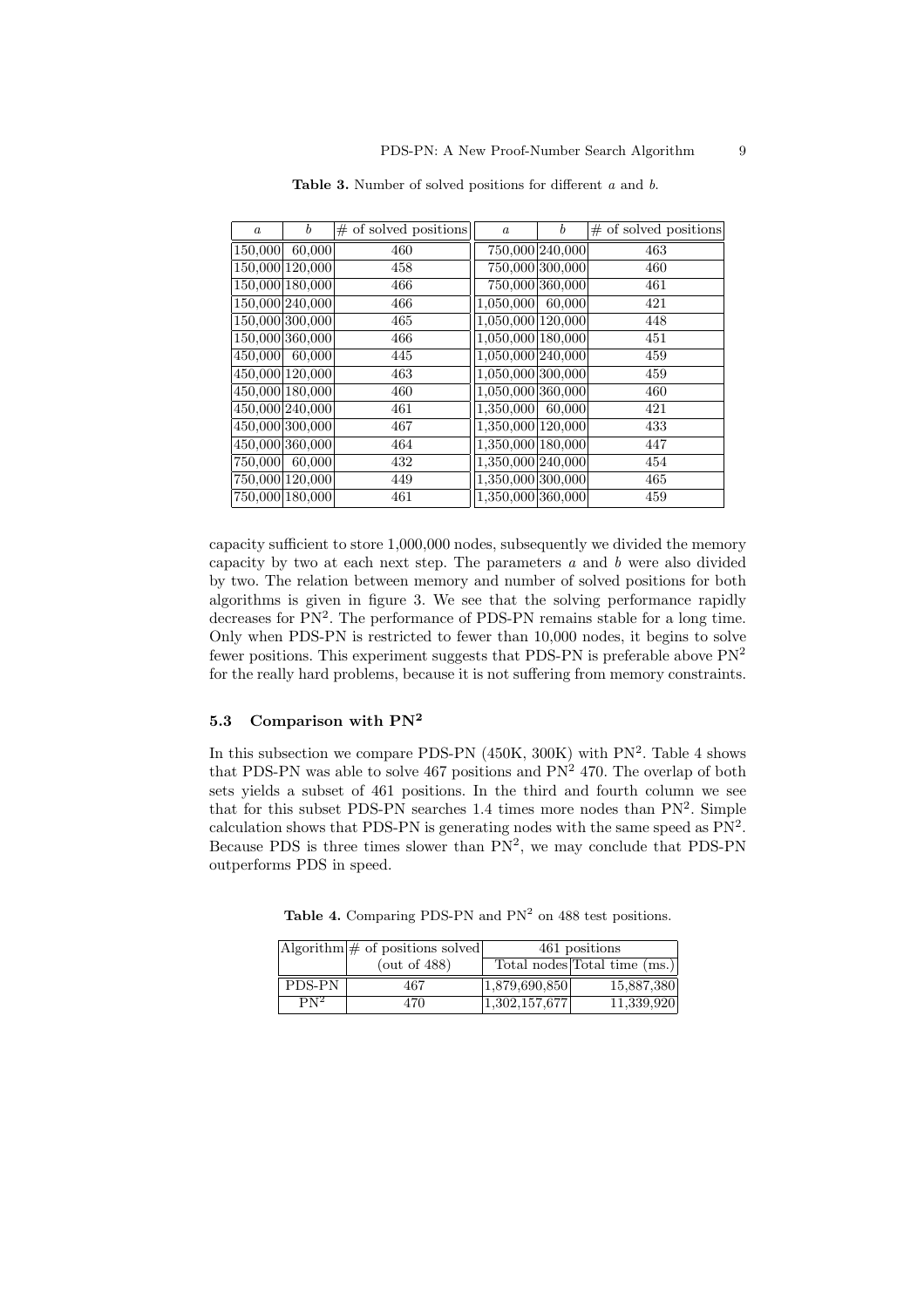**Table 3.** Number of solved positions for different $a$ and $b$.

| $a$ | $b$ | # of solved positions | $a$ | $b$ | # of solved positions |
|---|---|---|---|---|---|
| 150,000 | 60,000 | 460 | 750,000 | 240,000 | 463 |
| 150,000 | 120,000 | 458 | 750,000 | 300,000 | 460 |
| 150,000 | 180,000 | 466 | 750,000 | 360,000 | 461 |
| 150,000 | 240,000 | 466 | 1,050,000 | 60,000 | 421 |
| 150,000 | 300,000 | 465 | 1,050,000 | 120,000 | 448 |
| 150,000 | 360,000 | 466 | 1,050,000 | 180,000 | 451 |
| 450,000 | 60,000 | 445 | 1,050,000 | 240,000 | 459 |
| 450,000 | 120,000 | 463 | 1,050,000 | 300,000 | 459 |
| 450,000 | 180,000 | 460 | 1,050,000 | 360,000 | 460 |
| 450,000 | 240,000 | 461 | 1,350,000 | 60,000 | 421 |
| 450,000 | 300,000 | 467 | 1,350,000 | 120,000 | 433 |
| 450,000 | 360,000 | 464 | 1,350,000 | 180,000 | 447 |
| 750,000 | 60,000 | 432 | 1,350,000 | 240,000 | 454 |
| 750,000 | 120,000 | 449 | 1,350,000 | 300,000 | 465 |
| 750,000 | 180,000 | 461 | 1,350,000 | 360,000 | 459 |

capacity sufficient to store 1,000,000 nodes, subsequently we divided the memory capacity by two at each next step. The parameters $a$ and $b$ were also divided by two. The relation between memory and number of solved positions for both algorithms is given in figure 3. We see that the solving performance rapidly decreases for $PN^2$. The performance of PDS-PN remains stable for a long time. Only when PDS-PN is restricted to fewer than 10,000 nodes, it begins to solve fewer positions. This experiment suggests that PDS-PN is preferable above $PN^2$ for the really hard problems, because it is not suffering from memory constraints.

### 5.3 Comparison with $PN^2$

In this subsection we compare PDS-PN (450K, 300K) with $PN^2$. Table 4 shows that PDS-PN was able to solve 467 positions and $PN^2$ 470. The overlap of both sets yields a subset of 461 positions. In the third and fourth column we see that for this subset PDS-PN searches 1.4 times more nodes than $PN^2$. Simple calculation shows that PDS-PN is generating nodes with the same speed as $PN^2$. Because PDS is three times slower than $PN^2$, we may conclude that PDS-PN outperforms PDS in speed.

**Table 4.** Comparing PDS-PN and $PN^2$ on 488 test positions.

| Algorithm | # of positions solved (out of 488) | 461 positions | |
|---|---|---|---|
| | | Total nodes | Total time (ms.) |
| PDS-PN | 467 | 1,879,690,850 | 15,887,380 |
| $PN^2$ | 470 | 1,302,157,677 | 11,339,920 |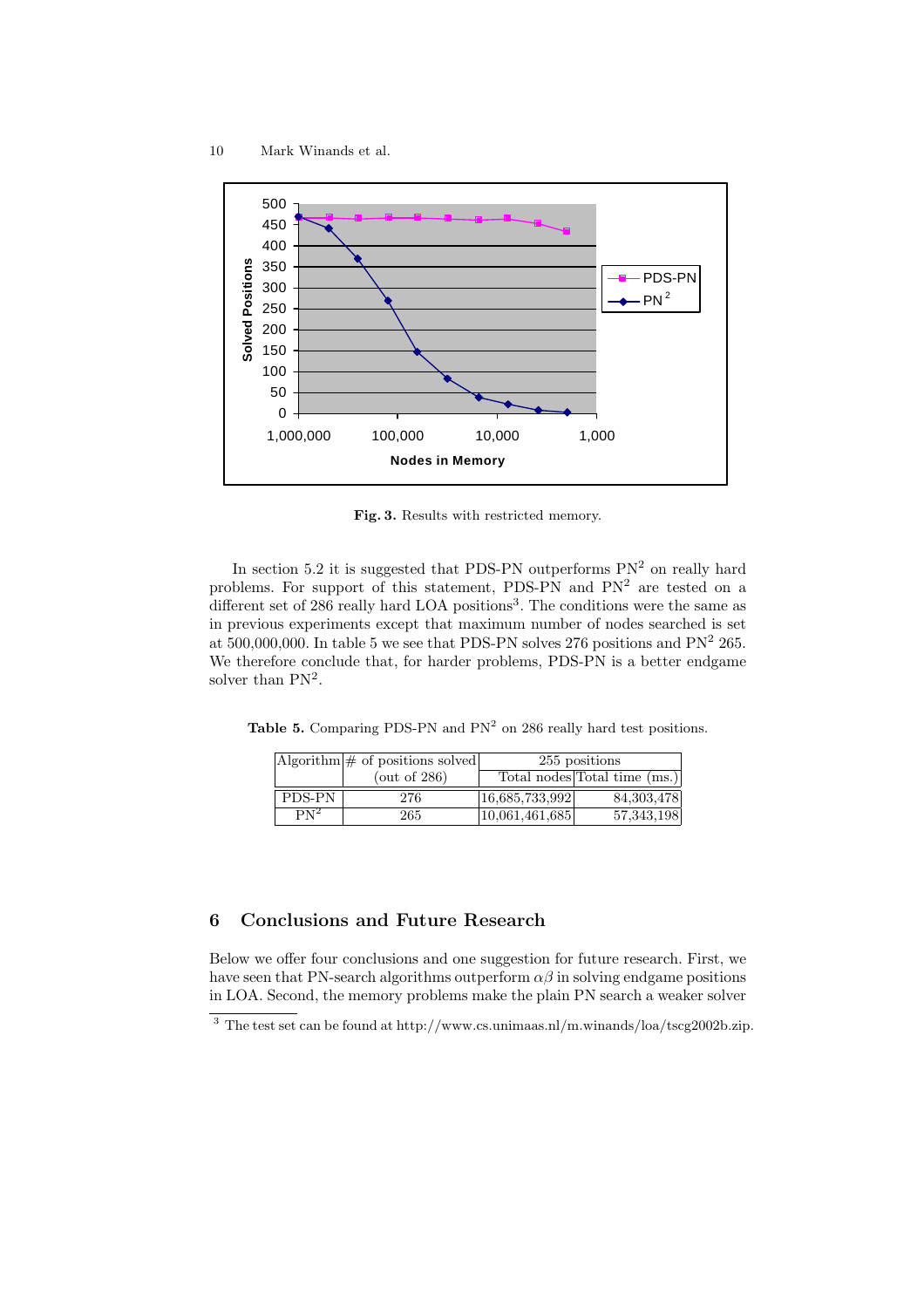Fig. 3. Results with restricted memory.

In section 5.2 it is suggested that PDS-PN outperforms $PN^2$ on really hard problems. For support of this statement, PDS-PN and $PN^2$ are tested on a different set of 286 really hard LOA positions[3]. The conditions were the same as in previous experiments except that maximum number of nodes searched is set at 500,000,000. In table 5 we see that PDS-PN solves 276 positions and $PN^2$ 265. We therefore conclude that, for harder problems, PDS-PN is a better endgame solver than $PN^2$.

**Table 5.** Comparing PDS-PN and $PN^2$ on 286 really hard test positions.

| Algorithm | # of positions solved (out of 286) | 255 positions | |
|---|---|---|---|
| | | Total nodes | Total time (ms.) |
| PDS-PN | 276 | 16,685,733,992 | 84,303,478 |
| $PN^2$ | 265 | 10,061,461,685 | 57,343,198 |

## 6 Conclusions and Future Research

Below we offer four conclusions and one suggestion for future research. First, we have seen that PN-search algorithms outperform $\alpha\beta$ in solving endgame positions in LOA. Second, the memory problems make the plain PN search a weaker solver

[3] The test set can be found at http://www.cs.unimaas.nl/m.winands/loa/tscg2002b.zip.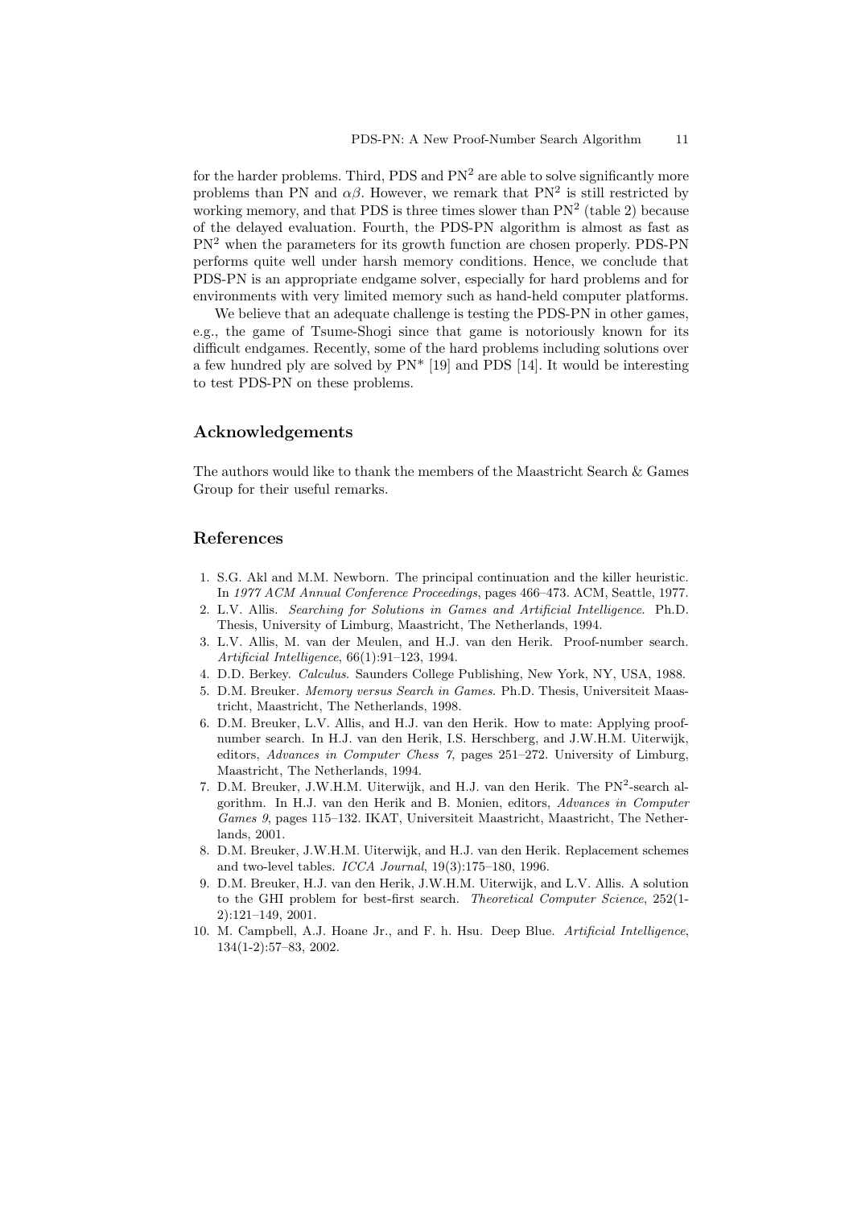for the harder problems. Third, PDS and $PN^2$ are able to solve significantly more problems than PN and $\alpha\beta$. However, we remark that $PN^2$ is still restricted by working memory, and that PDS is three times slower than $PN^2$ (table 2) because of the delayed evaluation. Fourth, the PDS-PN algorithm is almost as fast as $PN^2$ when the parameters for its growth function are chosen properly. PDS-PN performs quite well under harsh memory conditions. Hence, we conclude that PDS-PN is an appropriate endgame solver, especially for hard problems and for environments with very limited memory such as hand-held computer platforms.

We believe that an adequate challenge is testing the PDS-PN in other games, e.g., the game of Tsume-Shogi since that game is notoriously known for its difficult endgames. Recently, some of the hard problems including solutions over a few hundred ply are solved by PN* [19] and PDS [14]. It would be interesting to test PDS-PN on these problems.

## Acknowledgements

The authors would like to thank the members of the Maastricht Search & Games Group for their useful remarks.

## References

1. S.G. Akl and M.M. Newborn. The principal continuation and the killer heuristic. In *1977 ACM Annual Conference Proceedings*, pages 466–473. ACM, Seattle, 1977.
2. L.V. Allis. *Searching for Solutions in Games and Artificial Intelligence*. Ph.D. Thesis, University of Limburg, Maastricht, The Netherlands, 1994.
3. L.V. Allis, M. van der Meulen, and H.J. van den Herik. Proof-number search. *Artificial Intelligence*, 66(1):91–123, 1994.
4. D.D. Berkey. *Calculus*. Saunders College Publishing, New York, NY, USA, 1988.
5. D.M. Breuker. *Memory versus Search in Games*. Ph.D. Thesis, Universiteit Maastricht, Maastricht, The Netherlands, 1998.
6. D.M. Breuker, L.V. Allis, and H.J. van den Herik. How to mate: Applying proof-number search. In H.J. van den Herik, I.S. Herschberg, and J.W.H.M. Uiterwijk, editors, *Advances in Computer Chess 7*, pages 251–272. University of Limburg, Maastricht, The Netherlands, 1994.
7. D.M. Breuker, J.W.H.M. Uiterwijk, and H.J. van den Herik. The $PN^2$-search algorithm. In H.J. van den Herik and B. Monien, editors, *Advances in Computer Games 9*, pages 115–132. IKAT, Universiteit Maastricht, Maastricht, The Netherlands, 2001.
8. D.M. Breuker, J.W.H.M. Uiterwijk, and H.J. van den Herik. Replacement schemes and two-level tables. *ICCA Journal*, 19(3):175–180, 1996.
9. D.M. Breuker, H.J. van den Herik, J.W.H.M. Uiterwijk, and L.V. Allis. A solution to the GHI problem for best-first search. *Theoretical Computer Science*, 252(1-2):121–149, 2001.
10. M. Campbell, A.J. Hoane Jr., and F. h. Hsu. Deep Blue. *Artificial Intelligence*, 134(1-2):57–83, 2002.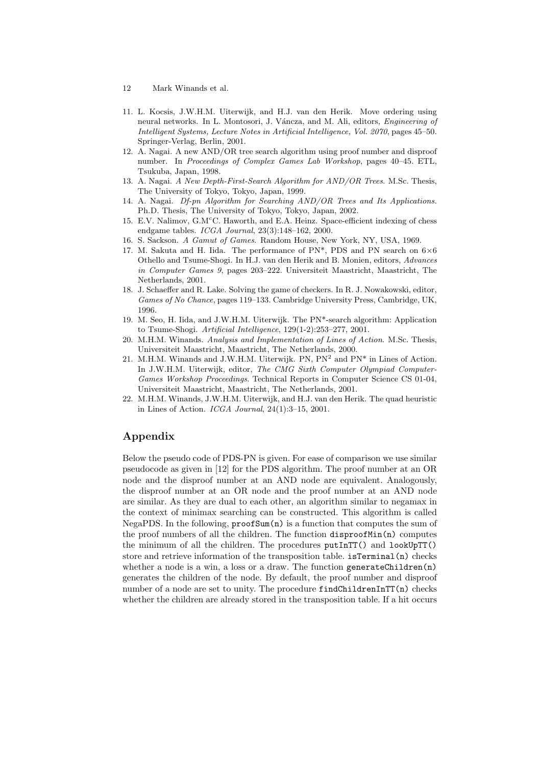11. L. Kocsis, J.W.H.M. Uiterwijk, and H.J. van den Herik. Move ordering using neural networks. In L. Montosori, J. Váncza, and M. Ali, editors, *Engineering of Intelligent Systems, Lecture Notes in Artificial Intelligence, Vol. 2070*, pages 45–50. Springer-Verlag, Berlin, 2001.
12. A. Nagai. A new AND/OR tree search algorithm using proof number and disproof number. In *Proceedings of Complex Games Lab Workshop*, pages 40–45. ETL, Tsukuba, Japan, 1998.
13. A. Nagai. *A New Depth-First-Search Algorithm for AND/OR Trees*. M.Sc. Thesis, The University of Tokyo, Tokyo, Japan, 1999.
14. A. Nagai. *Df-pn Algorithm for Searching AND/OR Trees and Its Applications*. Ph.D. Thesis, The University of Tokyo, Tokyo, Japan, 2002.
15. E.V. Nalimov, G.M$^c$C. Haworth, and E.A. Heinz. Space-efficient indexing of chess endgame tables. *ICGA Journal*, 23(3):148–162, 2000.
16. S. Sackson. *A Gamut of Games*. Random House, New York, NY, USA, 1969.
17. M. Sakuta and H. Iida. The performance of PN*, PDS and PN search on 6×6 Othello and Tsume-Shogi. In H.J. van den Herik and B. Monien, editors, *Advances in Computer Games 9*, pages 203–222. Universiteit Maastricht, Maastricht, The Netherlands, 2001.
18. J. Schaeffer and R. Lake. Solving the game of checkers. In R. J. Nowakowski, editor, *Games of No Chance*, pages 119–133. Cambridge University Press, Cambridge, UK, 1996.
19. M. Seo, H. Iida, and J.W.H.M. Uiterwijk. The PN*-search algorithm: Application to Tsume-Shogi. *Artificial Intelligence*, 129(1-2):253–277, 2001.
20. M.H.M. Winands. *Analysis and Implementation of Lines of Action*. M.Sc. Thesis, Universiteit Maastricht, Maastricht, The Netherlands, 2000.
21. M.H.M. Winands and J.W.H.M. Uiterwijk. PN, PN$^2$ and PN* in Lines of Action. In J.W.H.M. Uiterwijk, editor, *The CMG Sixth Computer Olympiad Computer-Games Workshop Proceedings*. Technical Reports in Computer Science CS 01-04, Universiteit Maastricht, Maastricht, The Netherlands, 2001.
22. M.H.M. Winands, J.W.H.M. Uiterwijk, and H.J. van den Herik. The quad heuristic in Lines of Action. *ICGA Journal*, 24(1):3–15, 2001.

## Appendix

Below the pseudo code of PDS-PN is given. For ease of comparison we use similar pseudocode as given in [12] for the PDS algorithm. The proof number at an OR node and the disproof number at an AND node are equivalent. Analogously, the disproof number at an OR node and the proof number at an AND node are similar. As they are dual to each other, an algorithm similar to negamax in the context of minimax searching can be constructed. This algorithm is called NegaPDS. In the following, `proofSum(n)` is a function that computes the sum of the proof numbers of all the children. The function `disproofMin(n)` computes the minimum of all the children. The procedures `putInTT()` and `lookUpTT()` store and retrieve information of the transposition table. `isTerminal(n)` checks whether a node is a win, a loss or a draw. The function `generateChildren(n)` generates the children of the node. By default, the proof number and disproof number of a node are set to unity. The procedure `findChildrenInTT(n)` checks whether the children are already stored in the transposition table. If a hit occurs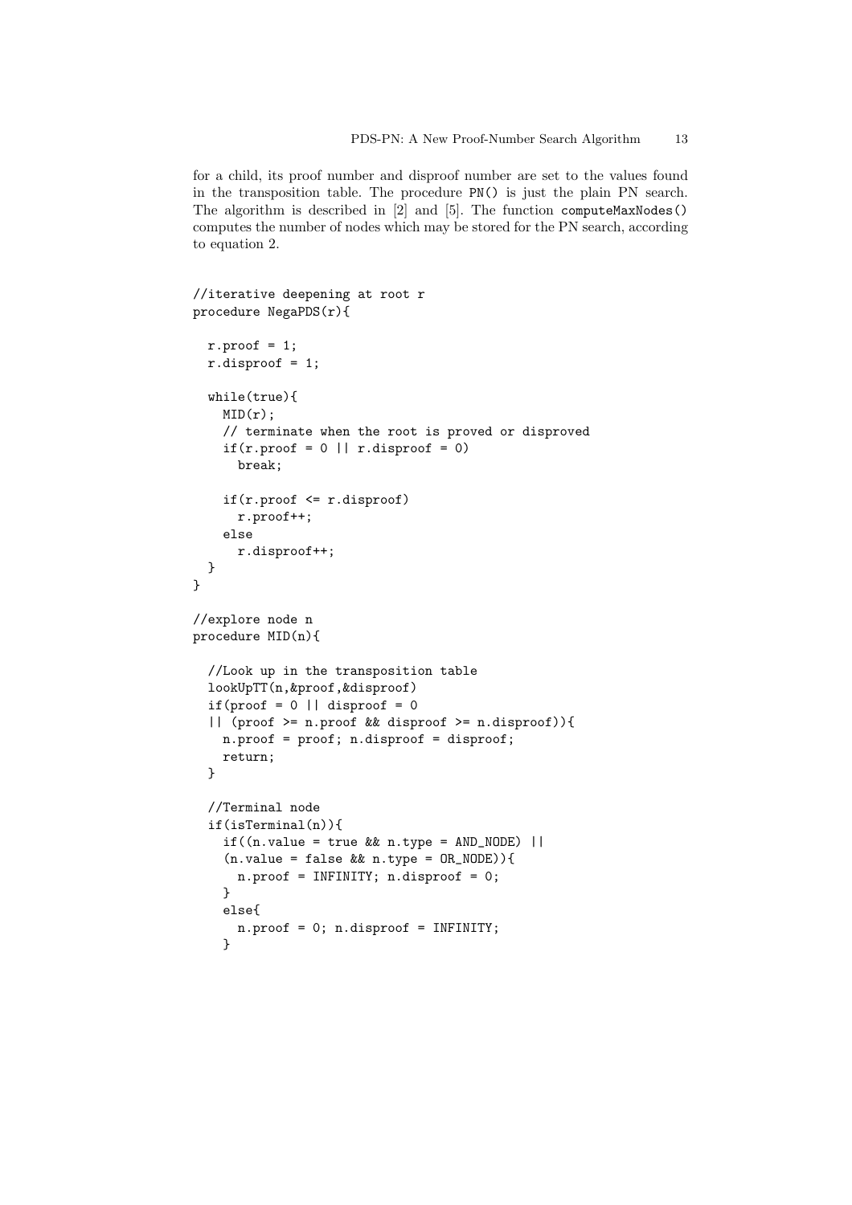for a child, its proof number and disproof number are set to the values found in the transposition table. The procedure PN() is just the plain PN search. The algorithm is described in [2] and [5]. The function computeMaxNodes() computes the number of nodes which may be stored for the PN search, according to equation 2.

```
//iterative deepening at root r
procedure NegaPDS(r){

  r.proof = 1;
  r.disproof = 1;

  while(true){
    MID(r);
    // terminate when the root is proved or disproved
    if(r.proof = 0 || r.disproof = 0)
      break;

    if(r.proof <= r.disproof)
      r.proof++;
    else
      r.disproof++;
  }
}

//explore node n
procedure MID(n){

  //Look up in the transposition table
  lookUpTT(n,&proof,&disproof)
  if(proof = 0 || disproof = 0
  || (proof >= n.proof && disproof >= n.disproof)){
    n.proof = proof; n.disproof = disproof;
    return;
  }

  //Terminal node
  if(isTerminal(n)){
    if((n.value = true && n.type = AND_NODE) ||
    (n.value = false && n.type = OR_NODE)){
      n.proof = INFINITY; n.disproof = 0;
    }
    else{
      n.proof = 0; n.disproof = INFINITY;
    }
```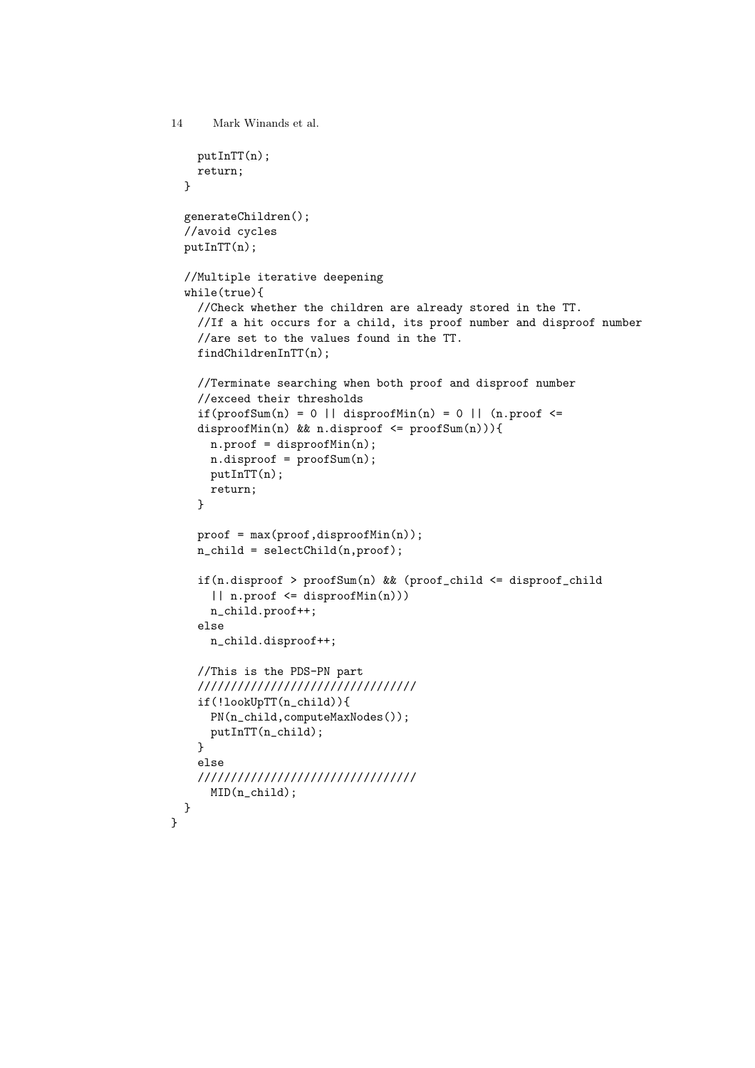```
    putInTT(n);
    return;
  }

  generateChildren();
  //avoid cycles
  putInTT(n);

  //Multiple iterative deepening
  while(true){
    //Check whether the children are already stored in the TT.
    //If a hit occurs for a child, its proof number and disproof number
    //are set to the values found in the TT.
    findChildrenInTT(n);

    //Terminate searching when both proof and disproof number
    //exceed their thresholds
    if(proofSum(n) = 0 || disproofMin(n) = 0 || (n.proof <=
    disproofMin(n) && n.disproof <= proofSum(n))){
      n.proof = disproofMin(n);
      n.disproof = proofSum(n);
      putInTT(n);
      return;
    }

    proof = max(proof,disproofMin(n));
    n_child = selectChild(n,proof);

    if(n.disproof > proofSum(n) && (proof_child <= disproof_child
      || n.proof <= disproofMin(n)))
      n_child.proof++;
    else
      n_child.disproof++;

    //This is the PDS-PN part
    ////////////////////////////////
    if(!lookUpTT(n_child)){
      PN(n_child,computeMaxNodes());
      putInTT(n_child);
    }
    else
    ////////////////////////////////
      MID(n_child);
  }
}
```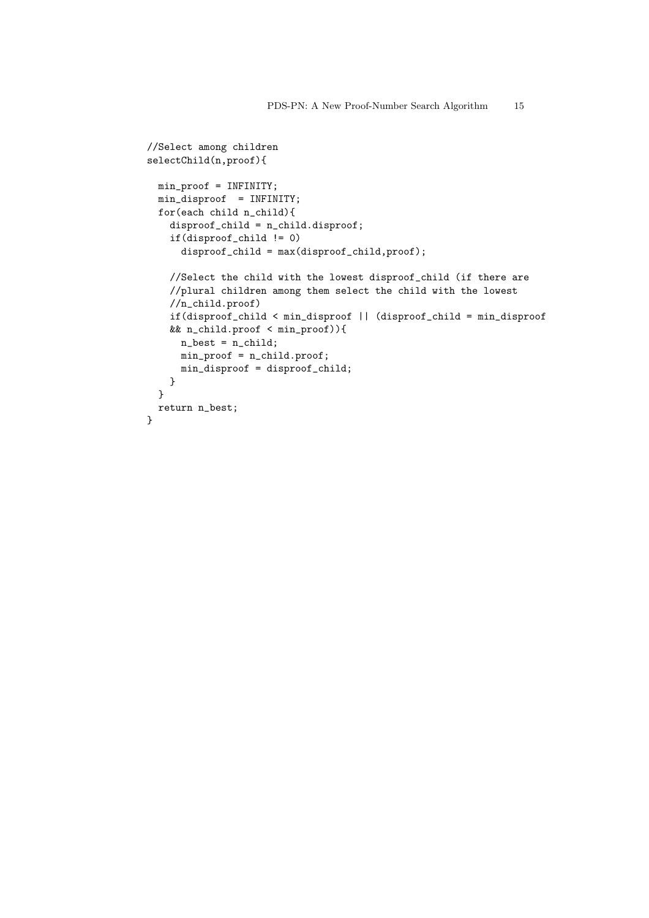```
//Select among children
selectChild(n,proof){

  min_proof = INFINITY;
  min_disproof  = INFINITY;
  for(each child n_child){
    disproof_child = n_child.disproof;
    if(disproof_child != 0)
      disproof_child = max(disproof_child,proof);

    //Select the child with the lowest disproof_child (if there are
    //plural children among them select the child with the lowest
    //n_child.proof)
    if(disproof_child < min_disproof || (disproof_child = min_disproof
    && n_child.proof < min_proof)){
      n_best = n_child;
      min_proof = n_child.proof;
      min_disproof = disproof_child;
    }
  }
  return n_best;
}
```